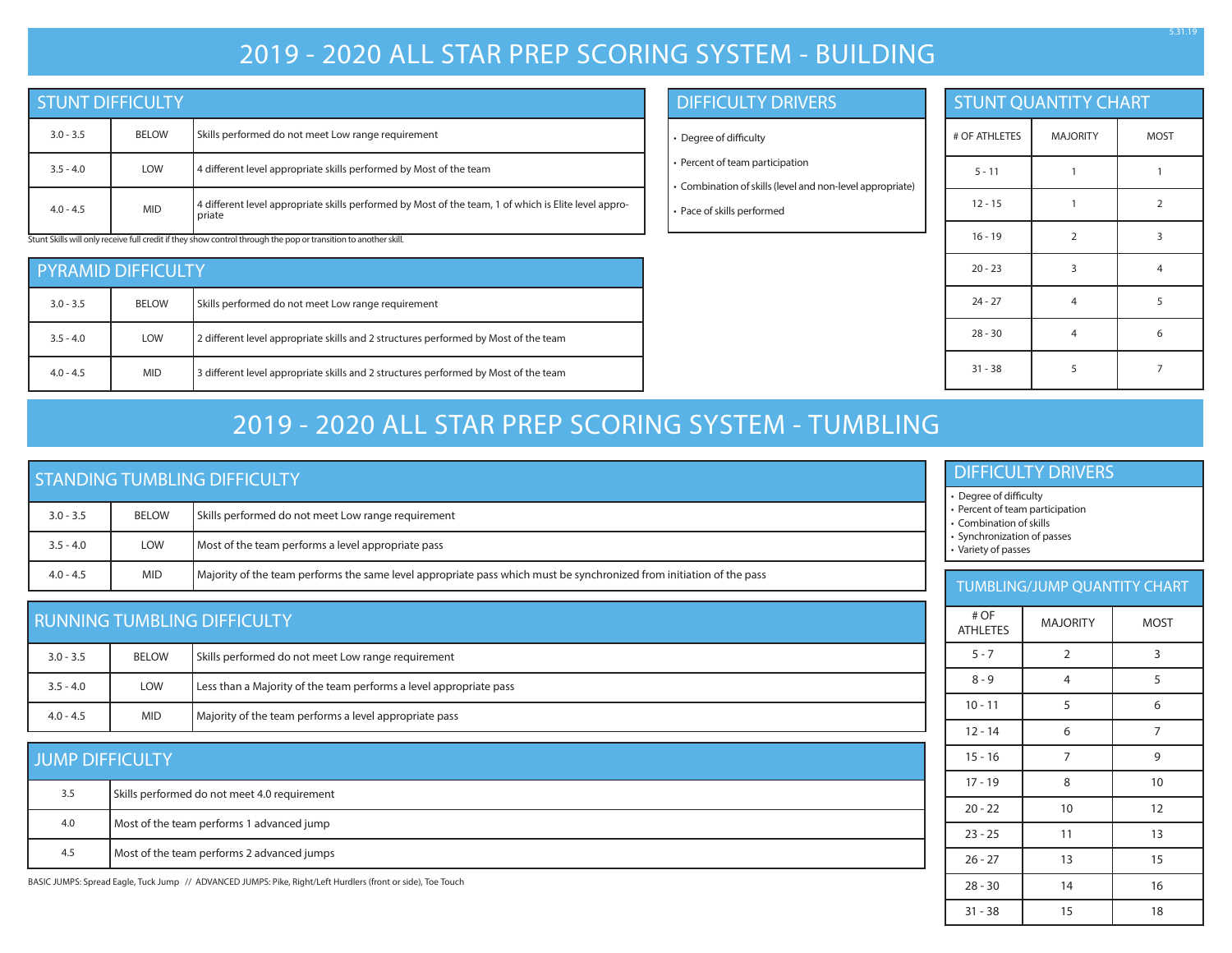# 2019 - 2020 ALL STAR PREP SCORING SYSTEM - BUILDING

## STUNT DIFFICULTY

| | | |
|---|---|---|
| 3.0 - 3.5 | BELOW | Skills performed do not meet Low range requirement |
| 3.5 - 4.0 | LOW | 4 different level appropriate skills performed by Most of the team |
| 4.0 - 4.5 | MID | 4 different level appropriate skills performed by Most of the team, 1 of which is Elite level appropriate |

Stunt Skills will only receive full credit if they show control through the pop or transition to another skill.

## PYRAMID DIFFICULTY

| | | |
|---|---|---|
| 3.0 - 3.5 | BELOW | Skills performed do not meet Low range requirement |
| 3.5 - 4.0 | LOW | 2 different level appropriate skills and 2 structures performed by Most of the team |
| 4.0 - 4.5 | MID | 3 different level appropriate skills and 2 structures performed by Most of the team |

## DIFFICULTY DRIVERS

- Degree of difficulty
- Percent of team participation
- Combination of skills (level and non-level appropriate)
- Pace of skills performed

## STUNT QUANTITY CHART

| # OF ATHLETES | MAJORITY | MOST |
|---|---|---|
| 5 - 11 | 1 | 1 |
| 12 - 15 | 1 | 2 |
| 16 - 19 | 2 | 3 |
| 20 - 23 | 3 | 4 |
| 24 - 27 | 4 | 5 |
| 28 - 30 | 4 | 6 |
| 31 - 38 | 5 | 7 |

# 2019 - 2020 ALL STAR PREP SCORING SYSTEM - TUMBLING

## STANDING TUMBLING DIFFICULTY

| | | |
|---|---|---|
| 3.0 - 3.5 | BELOW | Skills performed do not meet Low range requirement |
| 3.5 - 4.0 | LOW | Most of the team performs a level appropriate pass |
| 4.0 - 4.5 | MID | Majority of the team performs the same level appropriate pass which must be synchronized from initiation of the pass |

## RUNNING TUMBLING DIFFICULTY

| | | |
|---|---|---|
| 3.0 - 3.5 | BELOW | Skills performed do not meet Low range requirement |
| 3.5 - 4.0 | LOW | Less than a Majority of the team performs a level appropriate pass |
| 4.0 - 4.5 | MID | Majority of the team performs a level appropriate pass |

## JUMP DIFFICULTY

| | |
|---|---|
| 3.5 | Skills performed do not meet 4.0 requirement |
| 4.0 | Most of the team performs 1 advanced jump |
| 4.5 | Most of the team performs 2 advanced jumps |

BASIC JUMPS: Spread Eagle, Tuck Jump // ADVANCED JUMPS: Pike, Right/Left Hurdlers (front or side), Toe Touch

## DIFFICULTY DRIVERS

- Degree of difficulty
- Percent of team participation
- Combination of skills
- Synchronization of passes
- Variety of passes

## TUMBLING/JUMP QUANTITY CHART

| # OF ATHLETES | MAJORITY | MOST |
|---|---|---|
| 5 - 7 | 2 | 3 |
| 8 - 9 | 4 | 5 |
| 10 - 11 | 5 | 6 |
| 12 - 14 | 6 | 7 |
| 15 - 16 | 7 | 9 |
| 17 - 19 | 8 | 10 |
| 20 - 22 | 10 | 12 |
| 23 - 25 | 11 | 13 |
| 26 - 27 | 13 | 15 |
| 28 - 30 | 14 | 16 |
| 31 - 38 | 15 | 18 |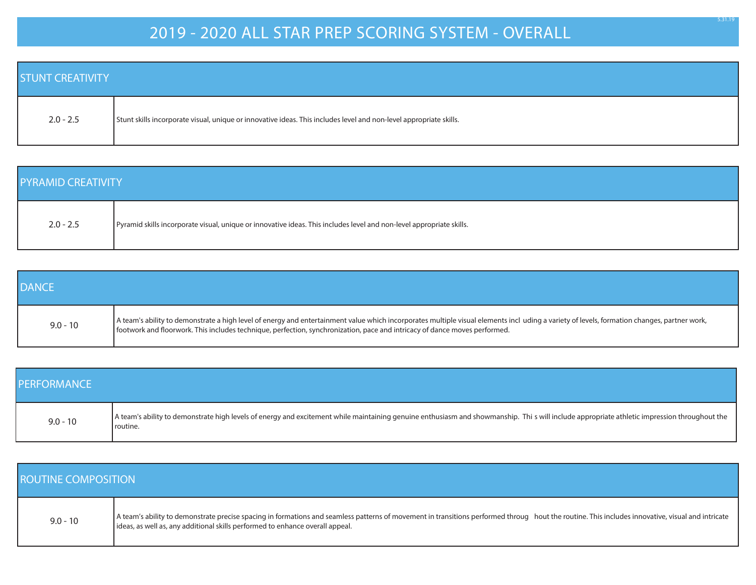# 2019 - 2020 ALL STAR PREP SCORING SYSTEM - OVERALL

| STUNT CREATIVITY | |
|---|---|
| 2.0 - 2.5 | Stunt skills incorporate visual, unique or innovative ideas. This includes level and non-level appropriate skills. |

| PYRAMID CREATIVITY | |
|---|---|
| 2.0 - 2.5 | Pyramid skills incorporate visual, unique or innovative ideas. This includes level and non-level appropriate skills. |

| DANCE | |
|---|---|
| 9.0 - 10 | A team's ability to demonstrate a high level of energy and entertainment value which incorporates multiple visual elements including a variety of levels, formation changes, partner work, footwork and floorwork. This includes technique, perfection, synchronization, pace and intricacy of dance moves performed. |

| PERFORMANCE | |
|---|---|
| 9.0 - 10 | A team's ability to demonstrate high levels of energy and excitement while maintaining genuine enthusiasm and showmanship. This will include appropriate athletic impression throughout the routine. |

| ROUTINE COMPOSITION | |
|---|---|
| 9.0 - 10 | A team's ability to demonstrate precise spacing in formations and seamless patterns of movement in transitions performed throughout the routine. This includes innovative, visual and intricate ideas, as well as, any additional skills performed to enhance overall appeal. |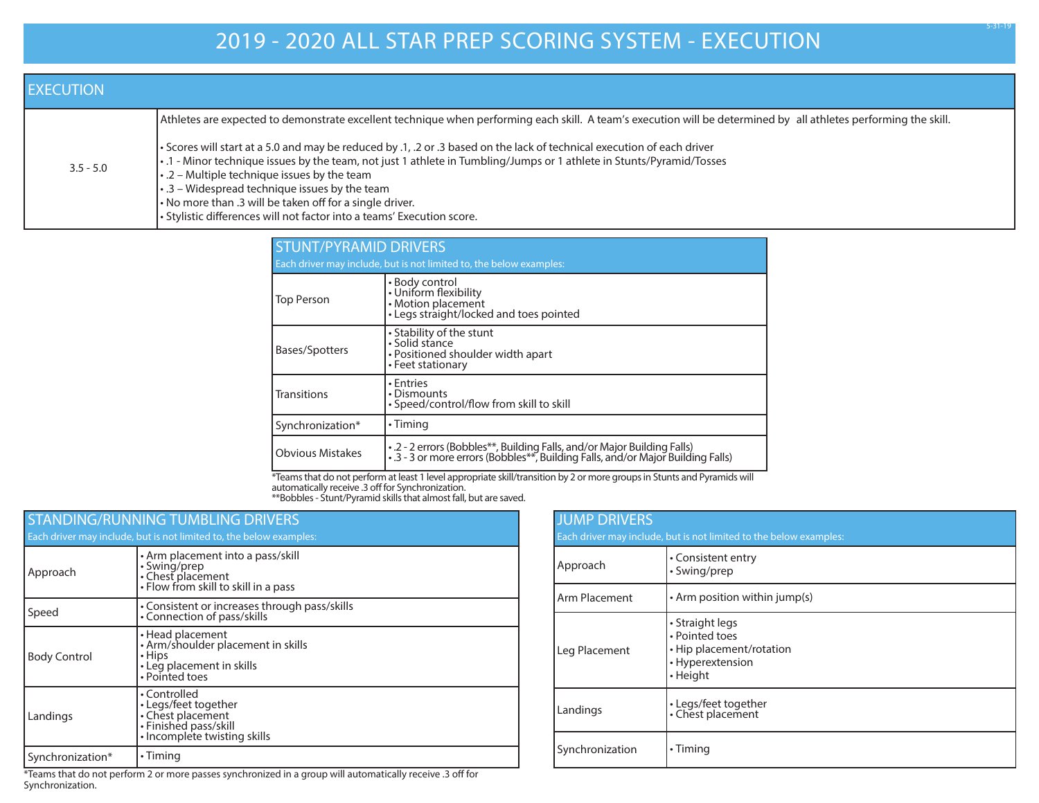# 2019 - 2020 ALL STAR PREP SCORING SYSTEM - EXECUTION

| EXECUTION | |
|---|---|
| 3.5 - 5.0 | Athletes are expected to demonstrate excellent technique when performing each skill. A team's execution will be determined by all athletes performing the skill.<br><br>• Scores will start at a 5.0 and may be reduced by .1, .2 or .3 based on the lack of technical execution of each driver<br>• .1 - Minor technique issues by the team, not just 1 athlete in Tumbling/Jumps or 1 athlete in Stunts/Pyramid/Tosses<br>• .2 – Multiple technique issues by the team<br>• .3 – Widespread technique issues by the team<br>• No more than .3 will be taken off for a single driver.<br>• Stylistic differences will not factor into a teams' Execution score. |

| STUNT/PYRAMID DRIVERS<br>Each driver may include, but is not limited to, the below examples: | |
|---|---|
| Top Person | • Body control<br>• Uniform flexibility<br>• Motion placement<br>• Legs straight/locked and toes pointed |
| Bases/Spotters | • Stability of the stunt<br>• Solid stance<br>• Positioned shoulder width apart<br>• Feet stationary |
| Transitions | • Entries<br>• Dismounts<br>• Speed/control/flow from skill to skill |
| Synchronization* | • Timing |
| Obvious Mistakes | • .2 - 2 errors (Bobbles**, Building Falls, and/or Major Building Falls)<br>• .3 - 3 or more errors (Bobbles**, Building Falls, and/or Major Building Falls) |

*Teams that do not perform at least 1 level appropriate skill/transition by 2 or more groups in Stunts and Pyramids will automatically receive .3 off for Synchronization.
**Bobbles - Stunt/Pyramid skills that almost fall, but are saved.

| STANDING/RUNNING TUMBLING DRIVERS<br>Each driver may include, but is not limited to, the below examples: | |
|---|---|
| Approach | • Arm placement into a pass/skill<br>• Swing/prep<br>• Chest placement<br>• Flow from skill to skill in a pass |
| Speed | • Consistent or increases through pass/skills<br>• Connection of pass/skills |
| Body Control | • Head placement<br>• Arm/shoulder placement in skills<br>• Hips<br>• Leg placement in skills<br>• Pointed toes |
| Landings | • Controlled<br>• Legs/feet together<br>• Chest placement<br>• Finished pass/skill<br>• Incomplete twisting skills |
| Synchronization* | • Timing |

*Teams that do not perform 2 or more passes synchronized in a group will automatically receive .3 off for Synchronization.

| JUMP DRIVERS<br>Each driver may include, but is not limited to the below examples: | |
|---|---|
| Approach | • Consistent entry<br>• Swing/prep |
| Arm Placement | • Arm position within jump(s) |
| Leg Placement | • Straight legs<br>• Pointed toes<br>• Hip placement/rotation<br>• Hyperextension<br>• Height |
| Landings | • Legs/feet together<br>• Chest placement |
| Synchronization | • Timing |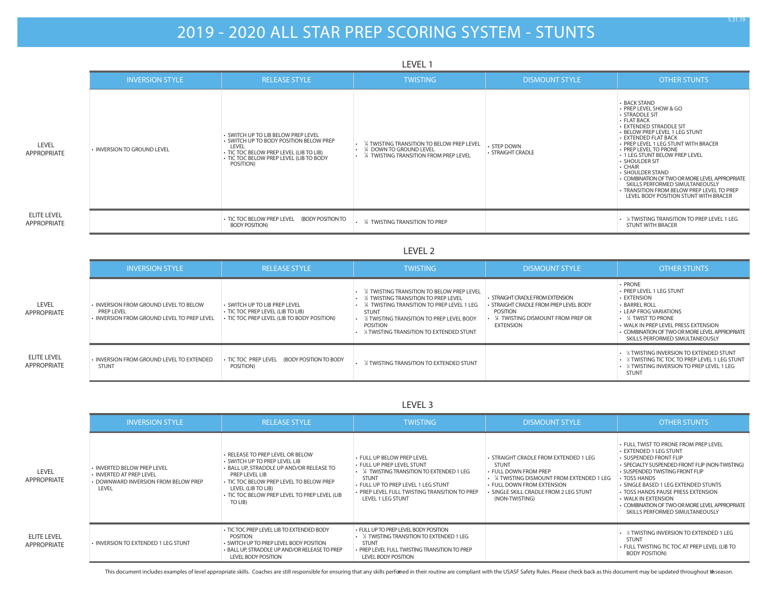# 2019 - 2020 ALL STAR PREP SCORING SYSTEM - STUNTS

## LEVEL 1

| | INVERSION STYLE | RELEASE STYLE | TWISTING | DISMOUNT STYLE | OTHER STUNTS |
|---|---|---|---|---|---|
| LEVEL APPROPRIATE | • INVERSION TO GROUND LEVEL | • SWITCH UP TO LIB BELOW PREP LEVEL<br>• SWITCH UP TO BODY POSITION BELOW PREP LEVEL<br>• TIC TOC BELOW PREP LEVEL (LIB TO LIB)<br>• TIC TOC BELOW PREP LEVEL (LIB TO BODY POSITION) | • ¼ TWISTING TRANSITION TO BELOW PREP LEVEL<br>• ¼ DOWN TO GROUND LEVEL<br>• ¼ TWISTING TRANSITION FROM PREP LEVEL | • STEP DOWN<br>• STRAIGHT CRADLE | • BACK STAND<br>• PREP LEVEL SHOW & GO<br>• STRADDLE SIT<br>• FLAT BACK<br>• EXTENDED STRADDLE SIT<br>• BELOW PREP LEVEL 1 LEG STUNT<br>• EXTENDED FLAT BACK<br>• PREP LEVEL 1 LEG STUNT WITH BRACER<br>• PREP LEVEL TO PRONE<br>• 1 LEG STUNT BELOW PREP LEVEL<br>• SHOULDER SIT<br>• CHAIR<br>• SHOULDER STAND<br>• COMBINATION OF TWO OR MORE LEVEL APPROPRIATE SKILLS PERFORMED SIMULTANEOUSLY<br>• TRANSITION FROM BELOW PREP LEVEL TO PREP LEVEL BODY POSITION STUNT WITH BRACER |
| ELITE LEVEL APPROPRIATE | | • TIC TOC BELOW PREP LEVEL (BODY POSITION TO BODY POSITION) | • ¼ TWISTING TRANSITION TO PREP | | • ¼ TWISTING TRANSITION TO PREP LEVEL 1 LEG STUNT WITH BRACER |

## LEVEL 2

| | INVERSION STYLE | RELEASE STYLE | TWISTING | DISMOUNT STYLE | OTHER STUNTS |
|---|---|---|---|---|---|
| LEVEL APPROPRIATE | • INVERSION FROM GROUND LEVEL TO BELOW PREP LEVEL<br>• INVERSION FROM GROUND LEVEL TO PREP LEVEL | • SWITCH UP TO LIB PREP LEVEL<br>• TIC TOC PREP LEVEL (LIB TO LIB)<br>• TIC TOC PREP LEVEL (LIB TO BODY POSITION) | • ½ TWISTING TRANSITION TO BELOW PREP LEVEL<br>• ½ TWISTING TRANSITION TO PREP LEVEL<br>• ¼ TWISTING TRANSITION TO PREP LEVEL 1 LEG STUNT<br>• ½ TWISTING TRANSITION TO PREP LEVEL BODY POSITION<br>• ¼ TWISTING TRANSITION TO EXTENDED STUNT | • STRAIGHT CRADLE FROM EXTENSION<br>• STRAIGHT CRADLE FROM PREP LEVEL BODY POSITION<br>• ¼ TWISTING DISMOUNT FROM PREP OR EXTENSION | • PRONE<br>• PREP LEVEL 1 LEG STUNT<br>• EXTENSION<br>• BARREL ROLL<br>• LEAP FROG VARIATIONS<br>• ½ TWIST TO PRONE<br>• WALK IN PREP LEVEL PRESS EXTENSION<br>• COMBINATION OF TWO OR MORE LEVEL APPROPRIATE SKILLS PERFORMED SIMULTANEOUSLY |
| ELITE LEVEL APPROPRIATE | • INVERSION FROM GROUND LEVEL TO EXTENDED STUNT | • TIC TOC PREP LEVEL (BODY POSITION TO BODY POSITION) | • ½ TWISTING TRANSITION TO EXTENDED STUNT | | • ½ TWISTING INVERSION TO EXTENDED STUNT<br>• ½ TWISTING TIC TOC TO PREP LEVEL 1 LEG STUNT<br>• ½ TWISTING INVERSION TO PREP LEVEL 1 LEG STUNT |

## LEVEL 3

| | INVERSION STYLE | RELEASE STYLE | TWISTING | DISMOUNT STYLE | OTHER STUNTS |
|---|---|---|---|---|---|
| LEVEL APPROPRIATE | • INVERTED BELOW PREP LEVEL<br>• INVERTED AT PREP LEVEL<br>• DOWNWARD INVERSION FROM BELOW PREP LEVEL | • RELEASE TO PREP LEVEL OR BELOW<br>• SWITCH UP TO PREP LEVEL LIB<br>• BALL UP, STRADDLE UP AND/OR RELEASE TO PREP LEVEL LIB<br>• TIC TOC PREP LEVEL TO BELOW PREP LEVEL (LIB TO LIB)<br>• TIC TOC PREP LEVEL TO PREP LEVEL (LIB TO LIB) | • FULL UP BELOW PREP LEVEL<br>• FULL UP PREP LEVEL STUNT<br>• ¼ TWISTING TRANSITION TO EXTENDED 1 LEG STUNT<br>• FULL UP TO PREP LEVEL 1 LEG STUNT<br>• PREP LEVEL FULL TWISTING TRANSITION TO PREP LEVEL 1 LEG STUNT | • STRAIGHT CRADLE FROM EXTENDED 1 LEG STUNT<br>• FULL DOWN FROM PREP<br>• ¼ TWISTING DISMOUNT FROM EXTENDED 1 LEG<br>• FULL DOWN FROM EXTENSION<br>• SINGLE SKILL CRADLE FROM 2 LEG STUNT (NON-TWISTING) | • FULL TWIST TO PRONE FROM PREP LEVEL<br>• EXTENDED 1 LEG STUNT<br>• SUSPENDED FRONT FLIP<br>• SPECIALTY SUSPENDED FRONT FLIP (NON-TWISTING)<br>• SUSPENDED TWISTING FRONT FLIP<br>• TOSS HANDS<br>• SINGLE BASED 1 LEG EXTENDED STUNTS<br>• TOSS HANDS PAUSE PRESS EXTENSION<br>• WALK IN EXTENSION<br>• COMBINATION OF TWO OR MORE LEVEL APPROPRIATE SKILLS PERFORMED SIMULTANEOUSLY |
| ELITE LEVEL APPROPRIATE | • INVERSION TO EXTENDED 1 LEG STUNT | • TIC TOC PREP LEVEL LIB TO EXTENDED BODY POSITION<br>• SWITCH UP TO PREP LEVEL BODY POSITION<br>• BALL UP, STRADDLE UP AND/OR RELEASE TO PREP LEVEL BODY POSITION | • FULL UP TO PREP LEVEL BODY POSITION<br>• ½ TWISTING TRANSITION TO EXTENDED 1 LEG STUNT<br>• PREP LEVEL FULL TWISTING TRANSITION TO PREP LEVEL BODY POSITION | | • ½ TWISTING INVERSION TO EXTENDED 1 LEG STUNT<br>• FULL TWISTING TIC TOC AT PREP LEVEL (LIB TO BODY POSITION) |

This document includes examples of level appropriate skills. Coaches are still responsible for ensuring that any skills performed in their routine are compliant with the USASF Safety Rules. Please check back as this document may be updated throughout the season.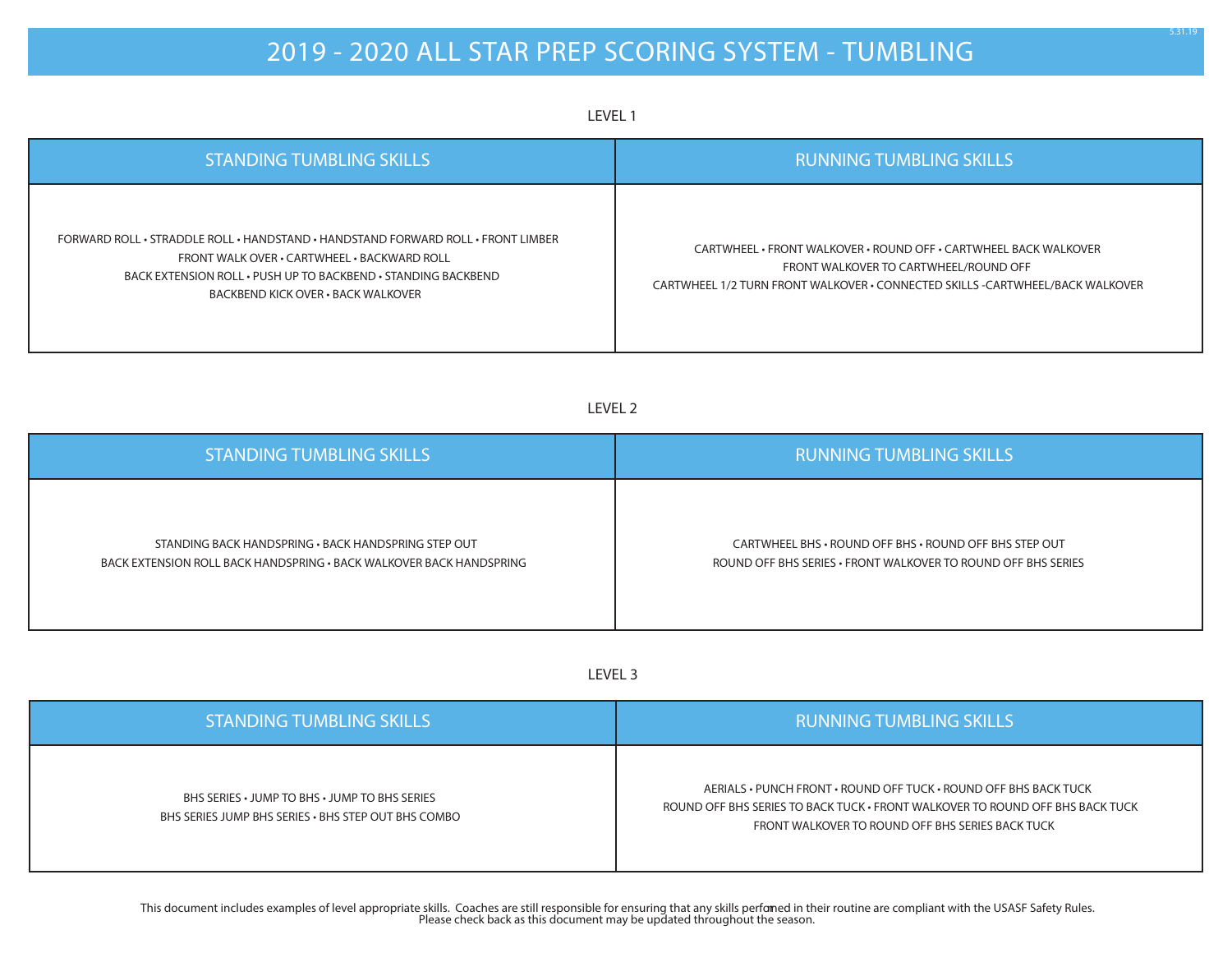# 2019 - 2020 ALL STAR PREP SCORING SYSTEM - TUMBLING

## LEVEL 1

| STANDING TUMBLING SKILLS | RUNNING TUMBLING SKILLS |
|---|---|
| FORWARD ROLL • STRADDLE ROLL • HANDSTAND • HANDSTAND FORWARD ROLL • FRONT LIMBER FRONT WALK OVER • CARTWHEEL • BACKWARD ROLL BACK EXTENSION ROLL • PUSH UP TO BACKBEND • STANDING BACKBEND BACKBEND KICK OVER • BACK WALKOVER | CARTWHEEL • FRONT WALKOVER • ROUND OFF • CARTWHEEL BACK WALKOVER FRONT WALKOVER TO CARTWHEEL/ROUND OFF CARTWHEEL 1/2 TURN FRONT WALKOVER • CONNECTED SKILLS -CARTWHEEL/BACK WALKOVER |

## LEVEL 2

| STANDING TUMBLING SKILLS | RUNNING TUMBLING SKILLS |
|---|---|
| STANDING BACK HANDSPRING • BACK HANDSPRING STEP OUT BACK EXTENSION ROLL BACK HANDSPRING • BACK WALKOVER BACK HANDSPRING | CARTWHEEL BHS • ROUND OFF BHS • ROUND OFF BHS STEP OUT ROUND OFF BHS SERIES • FRONT WALKOVER TO ROUND OFF BHS SERIES |

## LEVEL 3

| STANDING TUMBLING SKILLS | RUNNING TUMBLING SKILLS |
|---|---|
| BHS SERIES • JUMP TO BHS • JUMP TO BHS SERIES BHS SERIES JUMP BHS SERIES • BHS STEP OUT BHS COMBO | AERIALS • PUNCH FRONT • ROUND OFF TUCK • ROUND OFF BHS BACK TUCK ROUND OFF BHS SERIES TO BACK TUCK • FRONT WALKOVER TO ROUND OFF BHS BACK TUCK FRONT WALKOVER TO ROUND OFF BHS SERIES BACK TUCK |

This document includes examples of level appropriate skills. Coaches are still responsible for ensuring that any skills performed in their routine are compliant with the USASF Safety Rules. Please check back as this document may be updated throughout the season.